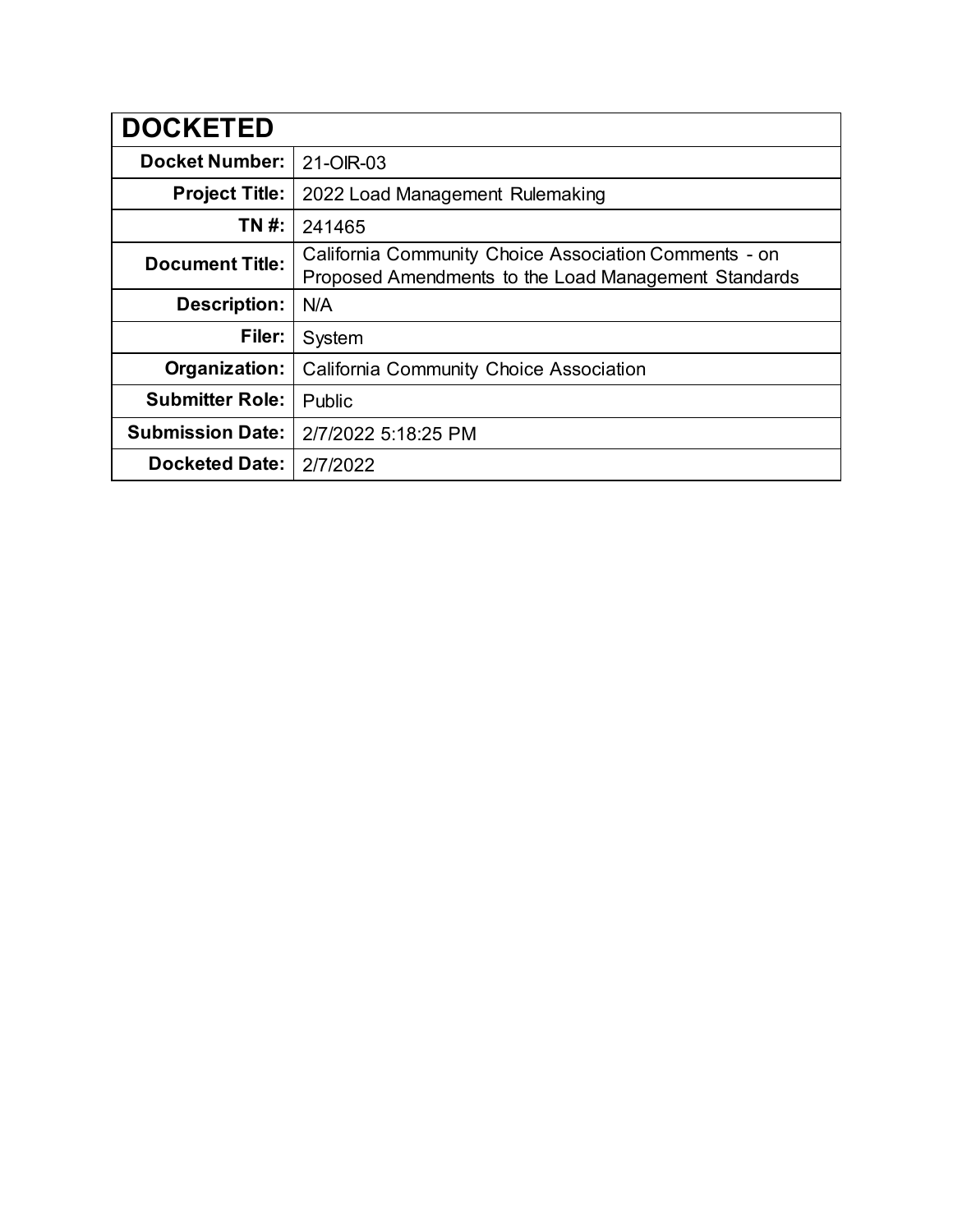| DOCKETED | |
|---|---|
| **Docket Number:** | 21-OIR-03 |
| **Project Title:** | 2022 Load Management Rulemaking |
| **TN #:** | 241465 |
| **Document Title:** | California Community Choice Association Comments - on Proposed Amendments to the Load Management Standards |
| **Description:** | N/A |
| **Filer:** | System |
| **Organization:** | California Community Choice Association |
| **Submitter Role:** | Public |
| **Submission Date:** | 2/7/2022 5:18:25 PM |
| **Docketed Date:** | 2/7/2022 |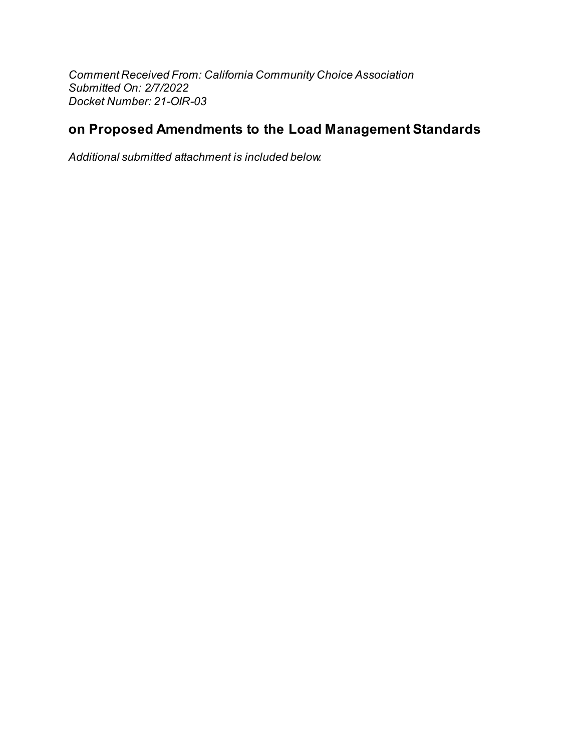*Comment Received From: California Community Choice Association*
*Submitted On: 2/7/2022*
*Docket Number: 21-OIR-03*

## on Proposed Amendments to the Load Management Standards

*Additional submitted attachment is included below.*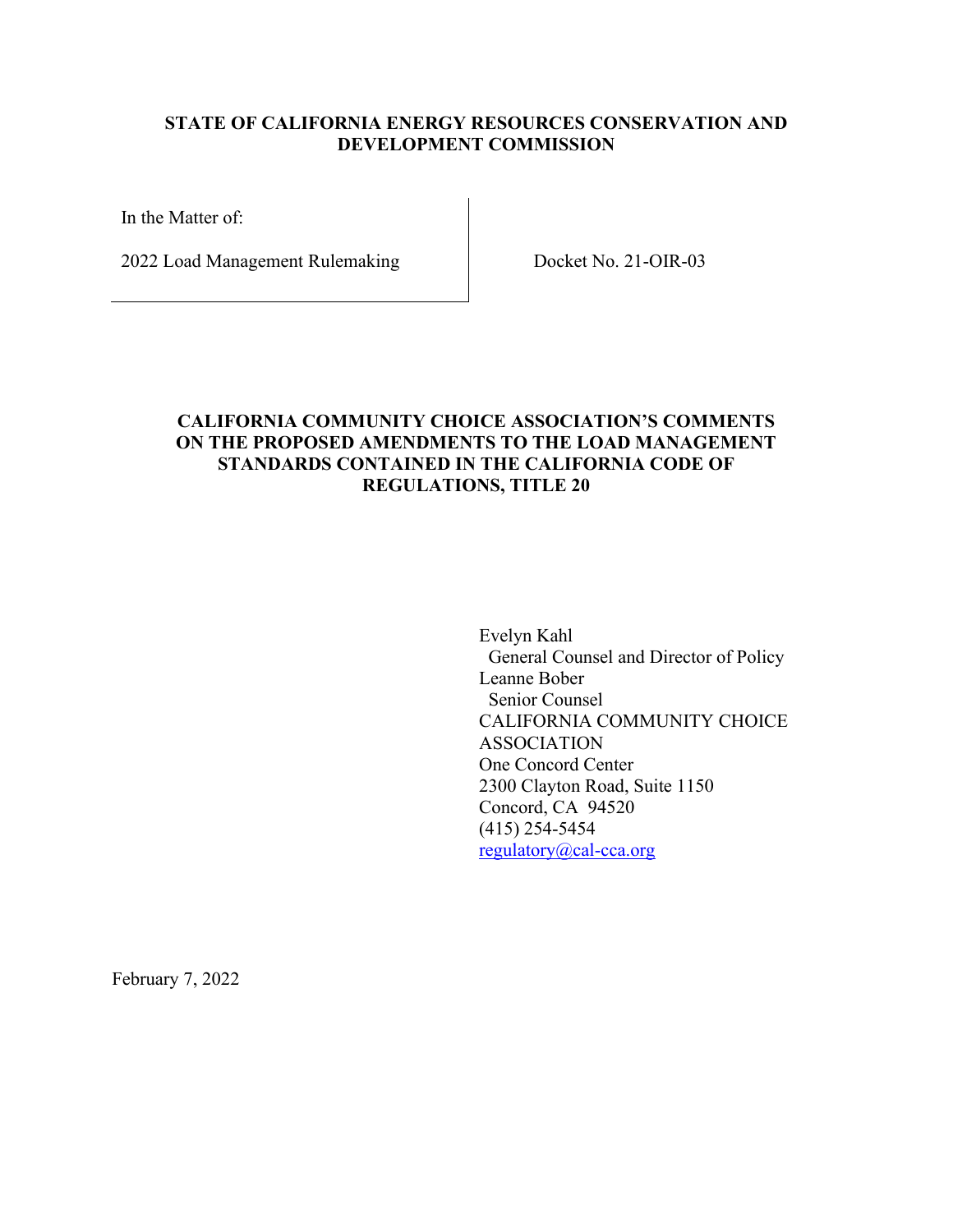**STATE OF CALIFORNIA ENERGY RESOURCES CONSERVATION AND DEVELOPMENT COMMISSION**

| | |
|---|---|
| In the Matter of:<br><br>2022 Load Management Rulemaking | Docket No. 21-OIR-03 |

**CALIFORNIA COMMUNITY CHOICE ASSOCIATION'S COMMENTS ON THE PROPOSED AMENDMENTS TO THE LOAD MANAGEMENT STANDARDS CONTAINED IN THE CALIFORNIA CODE OF REGULATIONS, TITLE 20**

Evelyn Kahl  
General Counsel and Director of Policy  
Leanne Bober  
Senior Counsel  
CALIFORNIA COMMUNITY CHOICE ASSOCIATION  
One Concord Center  
2300 Clayton Road, Suite 1150  
Concord, CA 94520  
(415) 254-5454  
regulatory@cal-cca.org

February 7, 2022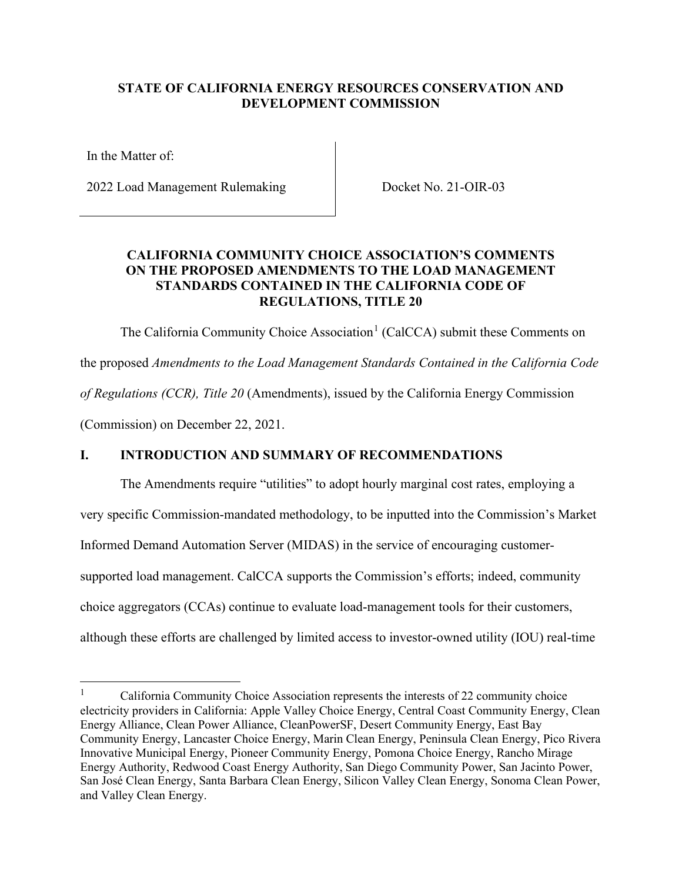**STATE OF CALIFORNIA ENERGY RESOURCES CONSERVATION AND DEVELOPMENT COMMISSION**

| In the Matter of: | |
|---|---|
| 2022 Load Management Rulemaking | Docket No. 21-OIR-03 |

**CALIFORNIA COMMUNITY CHOICE ASSOCIATION'S COMMENTS ON THE PROPOSED AMENDMENTS TO THE LOAD MANAGEMENT STANDARDS CONTAINED IN THE CALIFORNIA CODE OF REGULATIONS, TITLE 20**

The California Community Choice Association[1] (CalCCA) submit these Comments on the proposed *Amendments to the Load Management Standards Contained in the California Code of Regulations (CCR), Title 20* (Amendments), issued by the California Energy Commission (Commission) on December 22, 2021.

## I. INTRODUCTION AND SUMMARY OF RECOMMENDATIONS

The Amendments require "utilities" to adopt hourly marginal cost rates, employing a very specific Commission-mandated methodology, to be inputted into the Commission's Market Informed Demand Automation Server (MIDAS) in the service of encouraging customer-supported load management. CalCCA supports the Commission's efforts; indeed, community choice aggregators (CCAs) continue to evaluate load-management tools for their customers, although these efforts are challenged by limited access to investor-owned utility (IOU) real-time

[1] California Community Choice Association represents the interests of 22 community choice electricity providers in California: Apple Valley Choice Energy, Central Coast Community Energy, Clean Energy Alliance, Clean Power Alliance, CleanPowerSF, Desert Community Energy, East Bay Community Energy, Lancaster Choice Energy, Marin Clean Energy, Peninsula Clean Energy, Pico Rivera Innovative Municipal Energy, Pioneer Community Energy, Pomona Choice Energy, Rancho Mirage Energy Authority, Redwood Coast Energy Authority, San Diego Community Power, San Jacinto Power, San José Clean Energy, Santa Barbara Clean Energy, Silicon Valley Clean Energy, Sonoma Clean Power, and Valley Clean Energy.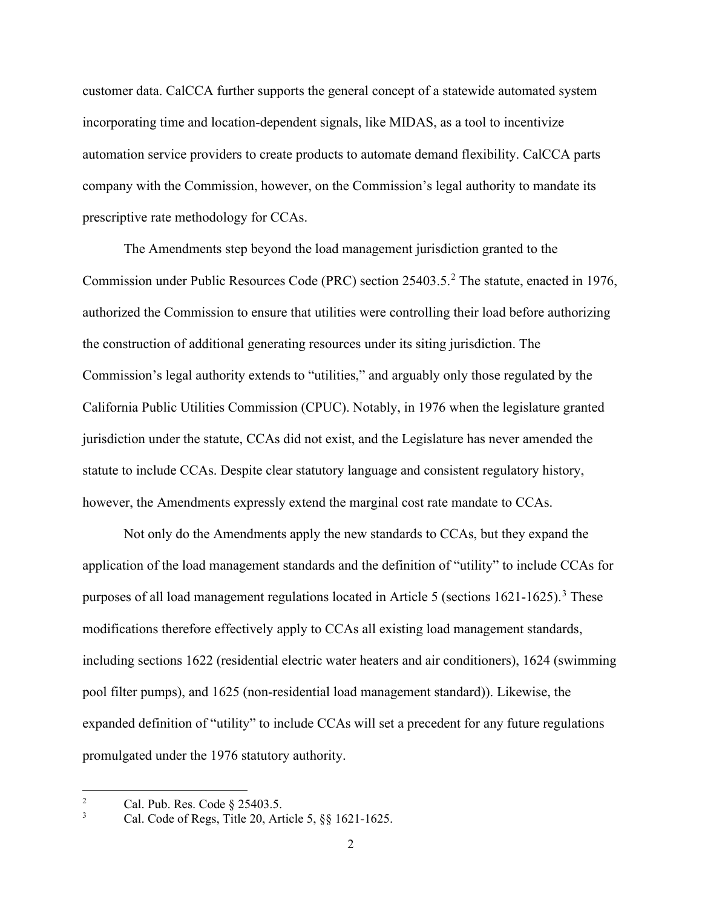customer data. CalCCA further supports the general concept of a statewide automated system incorporating time and location-dependent signals, like MIDAS, as a tool to incentivize automation service providers to create products to automate demand flexibility. CalCCA parts company with the Commission, however, on the Commission's legal authority to mandate its prescriptive rate methodology for CCAs.

The Amendments step beyond the load management jurisdiction granted to the Commission under Public Resources Code (PRC) section 25403.5.[2] The statute, enacted in 1976, authorized the Commission to ensure that utilities were controlling their load before authorizing the construction of additional generating resources under its siting jurisdiction. The Commission's legal authority extends to "utilities," and arguably only those regulated by the California Public Utilities Commission (CPUC). Notably, in 1976 when the legislature granted jurisdiction under the statute, CCAs did not exist, and the Legislature has never amended the statute to include CCAs. Despite clear statutory language and consistent regulatory history, however, the Amendments expressly extend the marginal cost rate mandate to CCAs.

Not only do the Amendments apply the new standards to CCAs, but they expand the application of the load management standards and the definition of "utility" to include CCAs for purposes of all load management regulations located in Article 5 (sections 1621-1625).[3] These modifications therefore effectively apply to CCAs all existing load management standards, including sections 1622 (residential electric water heaters and air conditioners), 1624 (swimming pool filter pumps), and 1625 (non-residential load management standard)). Likewise, the expanded definition of "utility" to include CCAs will set a precedent for any future regulations promulgated under the 1976 statutory authority.

---

[2] Cal. Pub. Res. Code § 25403.5.

[3] Cal. Code of Regs, Title 20, Article 5, §§ 1621-1625.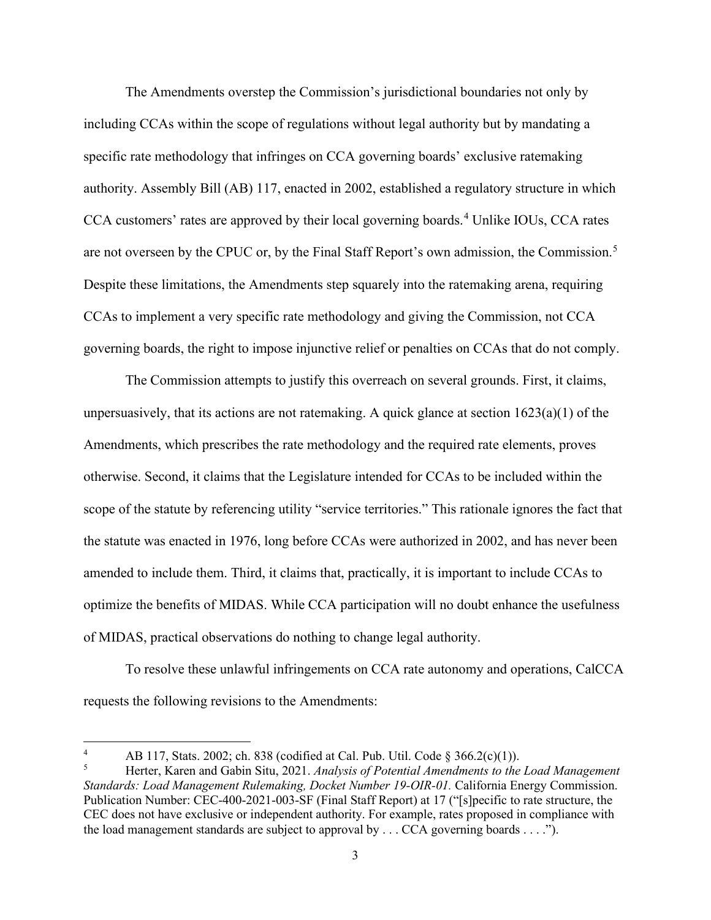The Amendments overstep the Commission's jurisdictional boundaries not only by including CCAs within the scope of regulations without legal authority but by mandating a specific rate methodology that infringes on CCA governing boards' exclusive ratemaking authority. Assembly Bill (AB) 117, enacted in 2002, established a regulatory structure in which CCA customers' rates are approved by their local governing boards.[4] Unlike IOUs, CCA rates are not overseen by the CPUC or, by the Final Staff Report's own admission, the Commission.[5] Despite these limitations, the Amendments step squarely into the ratemaking arena, requiring CCAs to implement a very specific rate methodology and giving the Commission, not CCA governing boards, the right to impose injunctive relief or penalties on CCAs that do not comply.

The Commission attempts to justify this overreach on several grounds. First, it claims, unpersuasively, that its actions are not ratemaking. A quick glance at section 1623(a)(1) of the Amendments, which prescribes the rate methodology and the required rate elements, proves otherwise. Second, it claims that the Legislature intended for CCAs to be included within the scope of the statute by referencing utility "service territories." This rationale ignores the fact that the statute was enacted in 1976, long before CCAs were authorized in 2002, and has never been amended to include them. Third, it claims that, practically, it is important to include CCAs to optimize the benefits of MIDAS. While CCA participation will no doubt enhance the usefulness of MIDAS, practical observations do nothing to change legal authority.

To resolve these unlawful infringements on CCA rate autonomy and operations, CalCCA requests the following revisions to the Amendments:

---

[4] AB 117, Stats. 2002; ch. 838 (codified at Cal. Pub. Util. Code § 366.2(c)(1)).

[5] Herter, Karen and Gabin Situ, 2021. *Analysis of Potential Amendments to the Load Management Standards: Load Management Rulemaking, Docket Number 19-OIR-01.* California Energy Commission. Publication Number: CEC-400-2021-003-SF (Final Staff Report) at 17 ("[s]pecific to rate structure, the CEC does not have exclusive or independent authority. For example, rates proposed in compliance with the load management standards are subject to approval by . . . CCA governing boards . . . .").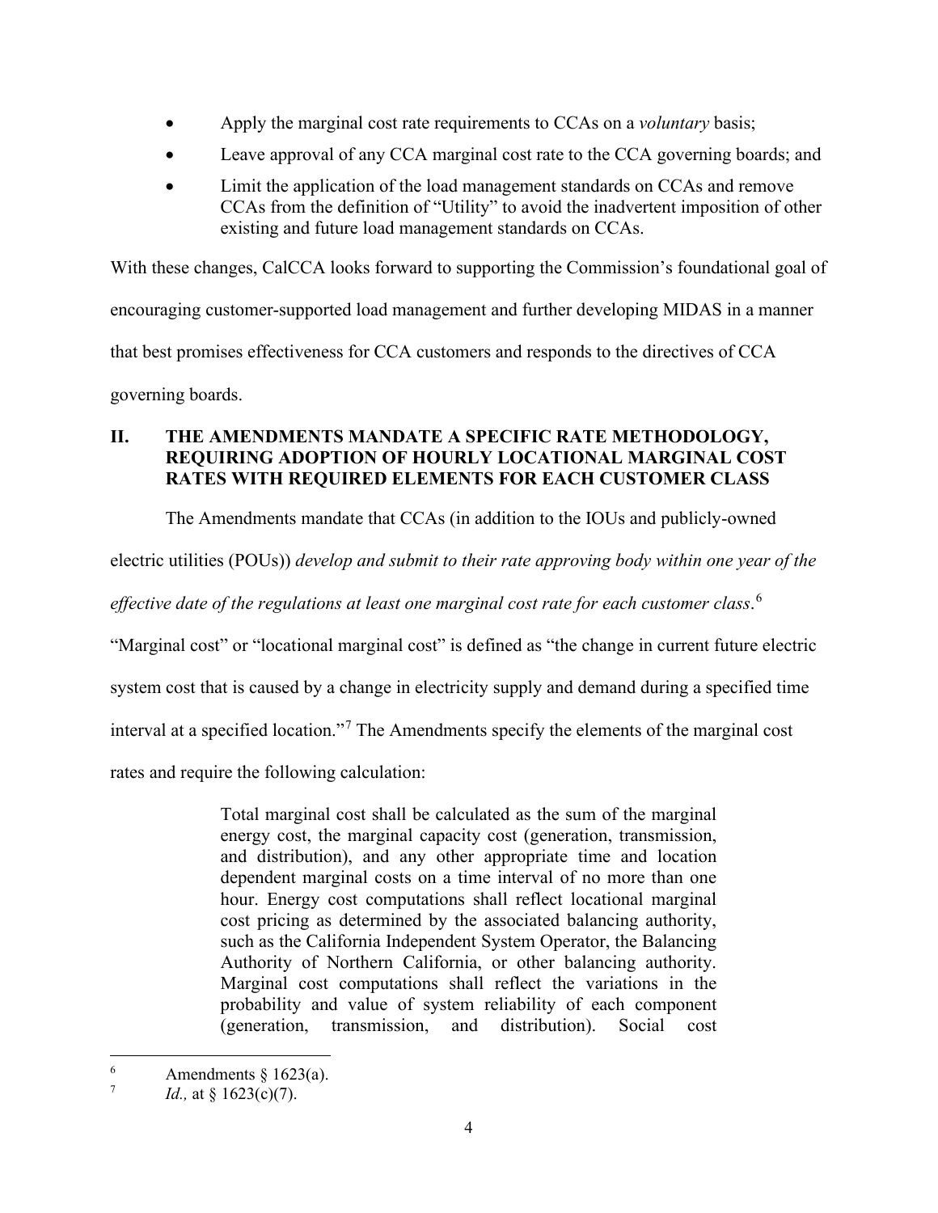- Apply the marginal cost rate requirements to CCAs on a *voluntary* basis;
- Leave approval of any CCA marginal cost rate to the CCA governing boards; and
- Limit the application of the load management standards on CCAs and remove CCAs from the definition of "Utility" to avoid the inadvertent imposition of other existing and future load management standards on CCAs.

With these changes, CalCCA looks forward to supporting the Commission's foundational goal of encouraging customer-supported load management and further developing MIDAS in a manner that best promises effectiveness for CCA customers and responds to the directives of CCA governing boards.

## II. THE AMENDMENTS MANDATE A SPECIFIC RATE METHODOLOGY, REQUIRING ADOPTION OF HOURLY LOCATIONAL MARGINAL COST RATES WITH REQUIRED ELEMENTS FOR EACH CUSTOMER CLASS

The Amendments mandate that CCAs (in addition to the IOUs and publicly-owned electric utilities (POUs)) *develop and submit to their rate approving body within one year of the effective date of the regulations at least one marginal cost rate for each customer class*.[6] "Marginal cost" or "locational marginal cost" is defined as "the change in current future electric system cost that is caused by a change in electricity supply and demand during a specified time interval at a specified location."[7] The Amendments specify the elements of the marginal cost rates and require the following calculation:

> Total marginal cost shall be calculated as the sum of the marginal energy cost, the marginal capacity cost (generation, transmission, and distribution), and any other appropriate time and location dependent marginal costs on a time interval of no more than one hour. Energy cost computations shall reflect locational marginal cost pricing as determined by the associated balancing authority, such as the California Independent System Operator, the Balancing Authority of Northern California, or other balancing authority. Marginal cost computations shall reflect the variations in the probability and value of system reliability of each component (generation, transmission, and distribution). Social cost

---

[6] Amendments § 1623(a).

[7] *Id.,* at § 1623(c)(7).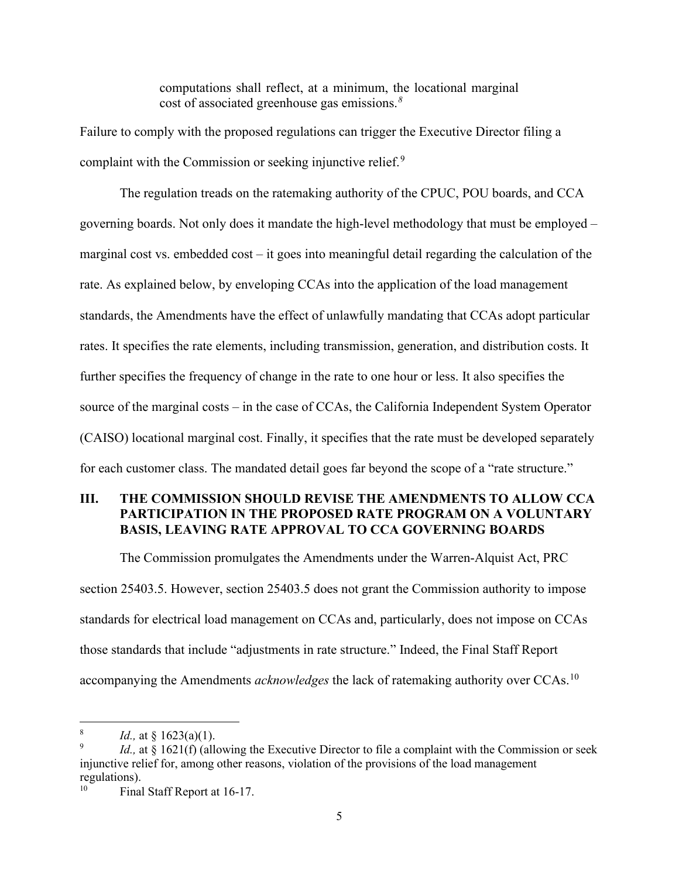> computations shall reflect, at a minimum, the locational marginal cost of associated greenhouse gas emissions.[8]

Failure to comply with the proposed regulations can trigger the Executive Director filing a complaint with the Commission or seeking injunctive relief.[9]

The regulation treads on the ratemaking authority of the CPUC, POU boards, and CCA governing boards. Not only does it mandate the high-level methodology that must be employed – marginal cost vs. embedded cost – it goes into meaningful detail regarding the calculation of the rate. As explained below, by enveloping CCAs into the application of the load management standards, the Amendments have the effect of unlawfully mandating that CCAs adopt particular rates. It specifies the rate elements, including transmission, generation, and distribution costs. It further specifies the frequency of change in the rate to one hour or less. It also specifies the source of the marginal costs – in the case of CCAs, the California Independent System Operator (CAISO) locational marginal cost. Finally, it specifies that the rate must be developed separately for each customer class. The mandated detail goes far beyond the scope of a "rate structure."

## III. THE COMMISSION SHOULD REVISE THE AMENDMENTS TO ALLOW CCA PARTICIPATION IN THE PROPOSED RATE PROGRAM ON A VOLUNTARY BASIS, LEAVING RATE APPROVAL TO CCA GOVERNING BOARDS

The Commission promulgates the Amendments under the Warren-Alquist Act, PRC section 25403.5. However, section 25403.5 does not grant the Commission authority to impose standards for electrical load management on CCAs and, particularly, does not impose on CCAs those standards that include "adjustments in rate structure." Indeed, the Final Staff Report accompanying the Amendments *acknowledges* the lack of ratemaking authority over CCAs.[10]

---

[8] *Id.,* at § 1623(a)(1).

[9] *Id.,* at § 1621(f) (allowing the Executive Director to file a complaint with the Commission or seek injunctive relief for, among other reasons, violation of the provisions of the load management regulations).

[10] Final Staff Report at 16-17.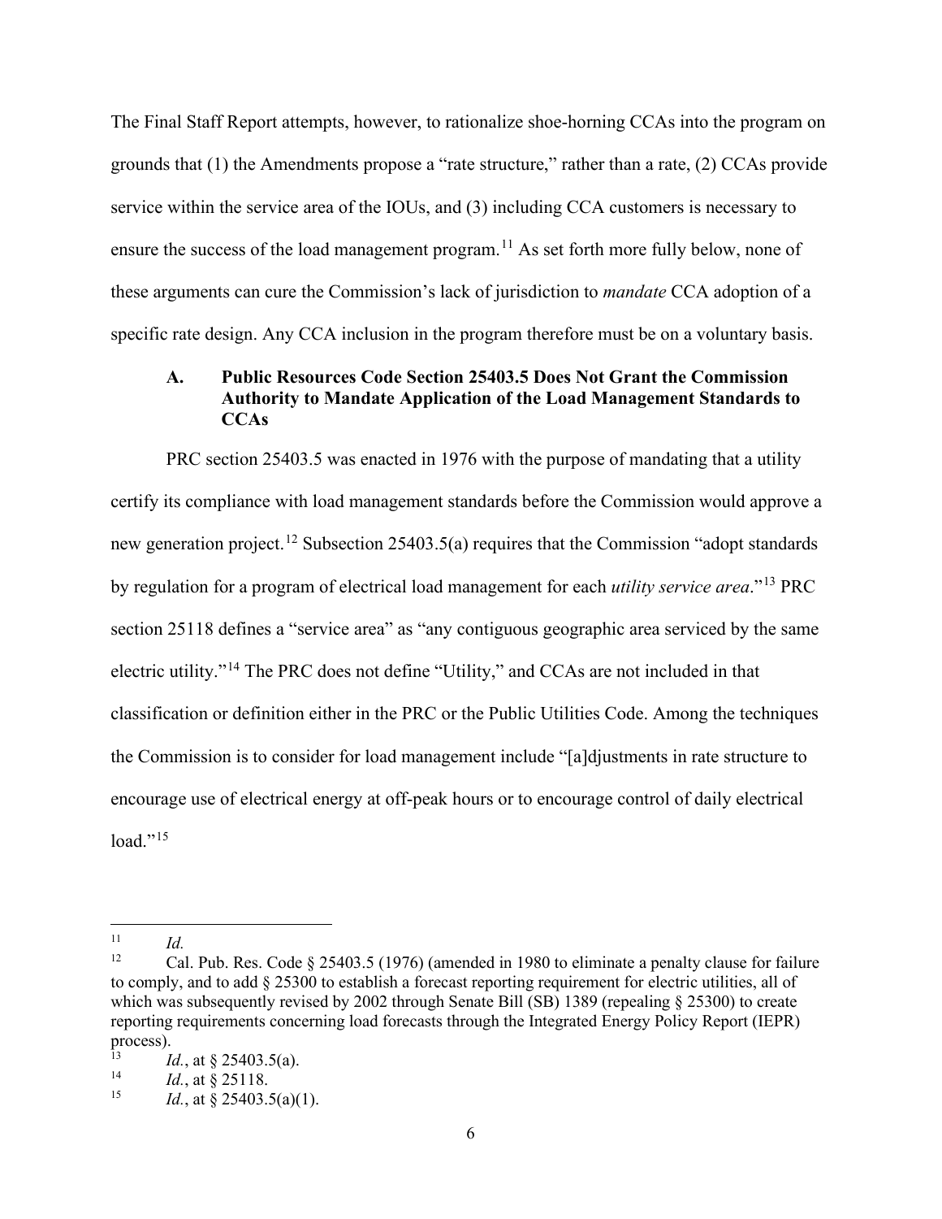The Final Staff Report attempts, however, to rationalize shoe-horning CCAs into the program on grounds that (1) the Amendments propose a "rate structure," rather than a rate, (2) CCAs provide service within the service area of the IOUs, and (3) including CCA customers is necessary to ensure the success of the load management program.[11] As set forth more fully below, none of these arguments can cure the Commission's lack of jurisdiction to *mandate* CCA adoption of a specific rate design. Any CCA inclusion in the program therefore must be on a voluntary basis.

### A. Public Resources Code Section 25403.5 Does Not Grant the Commission Authority to Mandate Application of the Load Management Standards to CCAs

PRC section 25403.5 was enacted in 1976 with the purpose of mandating that a utility certify its compliance with load management standards before the Commission would approve a new generation project.[12] Subsection 25403.5(a) requires that the Commission "adopt standards by regulation for a program of electrical load management for each *utility service area*."[13] PRC section 25118 defines a "service area" as "any contiguous geographic area serviced by the same electric utility."[14] The PRC does not define "Utility," and CCAs are not included in that classification or definition either in the PRC or the Public Utilities Code. Among the techniques the Commission is to consider for load management include "[a]djustments in rate structure to encourage use of electrical energy at off-peak hours or to encourage control of daily electrical load."[15]

---

[11] *Id.*

[12] Cal. Pub. Res. Code § 25403.5 (1976) (amended in 1980 to eliminate a penalty clause for failure to comply, and to add § 25300 to establish a forecast reporting requirement for electric utilities, all of which was subsequently revised by 2002 through Senate Bill (SB) 1389 (repealing § 25300) to create reporting requirements concerning load forecasts through the Integrated Energy Policy Report (IEPR) process).

[13] *Id.*, at § 25403.5(a).

[14] *Id.*, at § 25118.

[15] *Id.*, at § 25403.5(a)(1).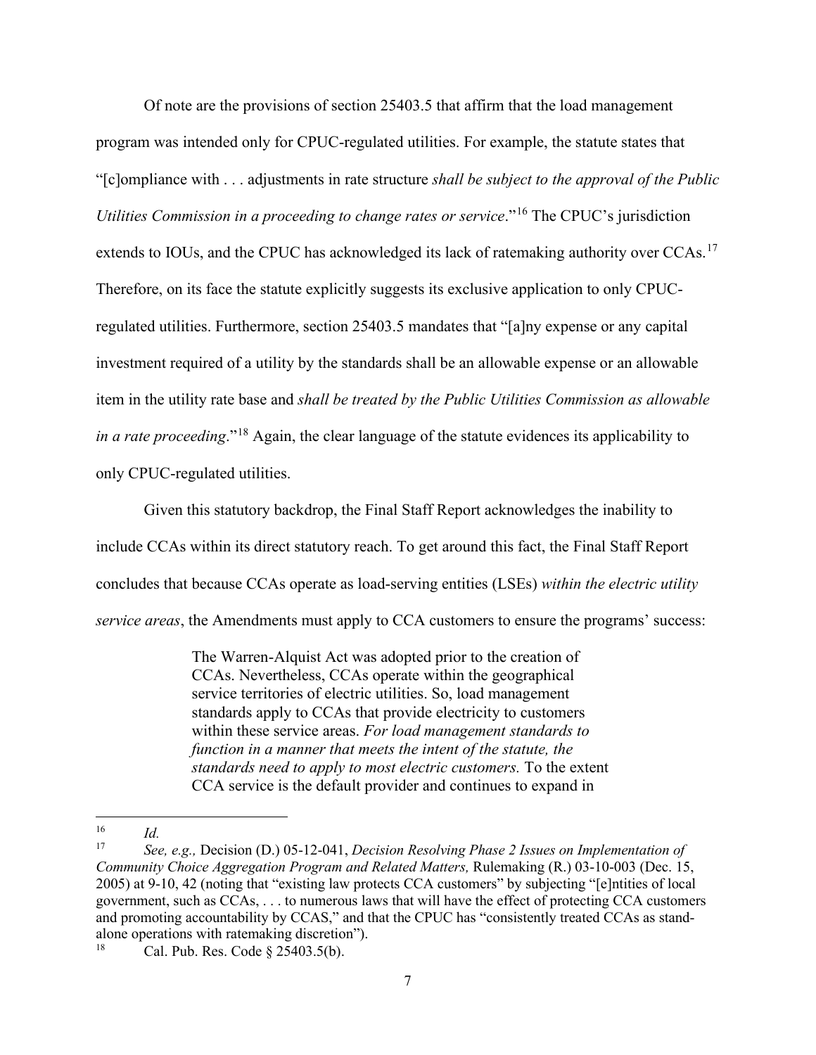Of note are the provisions of section 25403.5 that affirm that the load management program was intended only for CPUC-regulated utilities. For example, the statute states that "[c]ompliance with . . . adjustments in rate structure *shall be subject to the approval of the Public Utilities Commission in a proceeding to change rates or service*."[16] The CPUC's jurisdiction extends to IOUs, and the CPUC has acknowledged its lack of ratemaking authority over CCAs.[17] Therefore, on its face the statute explicitly suggests its exclusive application to only CPUC-regulated utilities. Furthermore, section 25403.5 mandates that "[a]ny expense or any capital investment required of a utility by the standards shall be an allowable expense or an allowable item in the utility rate base and *shall be treated by the Public Utilities Commission as allowable in a rate proceeding*."[18] Again, the clear language of the statute evidences its applicability to only CPUC-regulated utilities.

Given this statutory backdrop, the Final Staff Report acknowledges the inability to include CCAs within its direct statutory reach. To get around this fact, the Final Staff Report concludes that because CCAs operate as load-serving entities (LSEs) *within the electric utility service areas*, the Amendments must apply to CCA customers to ensure the programs' success:

> The Warren-Alquist Act was adopted prior to the creation of CCAs. Nevertheless, CCAs operate within the geographical service territories of electric utilities. So, load management standards apply to CCAs that provide electricity to customers within these service areas. *For load management standards to function in a manner that meets the intent of the statute, the standards need to apply to most electric customers.* To the extent CCA service is the default provider and continues to expand in

---

[16] *Id.*

[17] *See, e.g.,* Decision (D.) 05-12-041, *Decision Resolving Phase 2 Issues on Implementation of Community Choice Aggregation Program and Related Matters,* Rulemaking (R.) 03-10-003 (Dec. 15, 2005) at 9-10, 42 (noting that "existing law protects CCA customers" by subjecting "[e]ntities of local government, such as CCAs, . . . to numerous laws that will have the effect of protecting CCA customers and promoting accountability by CCAS," and that the CPUC has "consistently treated CCAs as stand-alone operations with ratemaking discretion").

[18] Cal. Pub. Res. Code § 25403.5(b).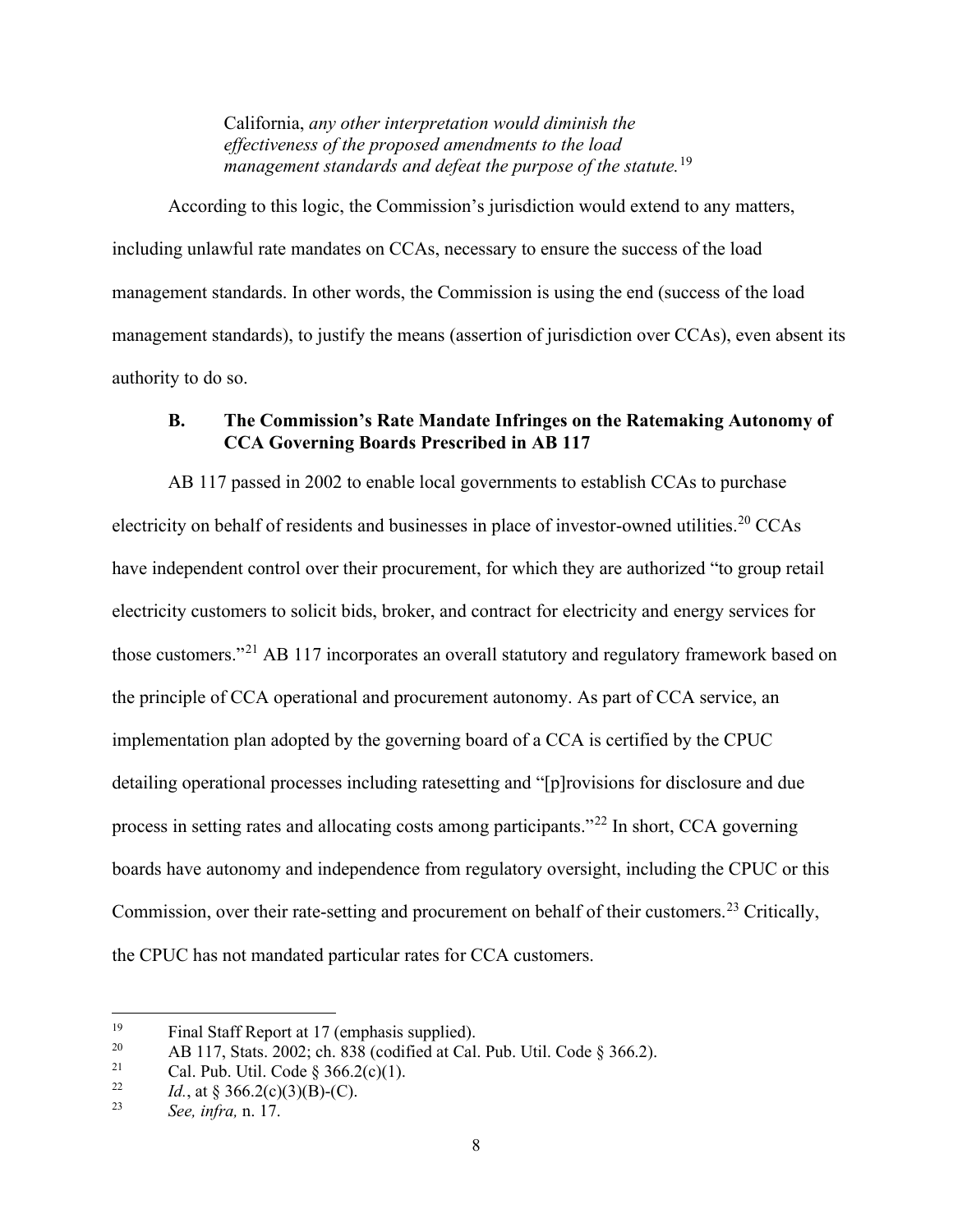> California, *any other interpretation would diminish the effectiveness of the proposed amendments to the load management standards and defeat the purpose of the statute.*[19]

According to this logic, the Commission's jurisdiction would extend to any matters, including unlawful rate mandates on CCAs, necessary to ensure the success of the load management standards. In other words, the Commission is using the end (success of the load management standards), to justify the means (assertion of jurisdiction over CCAs), even absent its authority to do so.

### B. The Commission's Rate Mandate Infringes on the Ratemaking Autonomy of CCA Governing Boards Prescribed in AB 117

AB 117 passed in 2002 to enable local governments to establish CCAs to purchase electricity on behalf of residents and businesses in place of investor-owned utilities.[20] CCAs have independent control over their procurement, for which they are authorized "to group retail electricity customers to solicit bids, broker, and contract for electricity and energy services for those customers."[21] AB 117 incorporates an overall statutory and regulatory framework based on the principle of CCA operational and procurement autonomy. As part of CCA service, an implementation plan adopted by the governing board of a CCA is certified by the CPUC detailing operational processes including ratesetting and "[p]rovisions for disclosure and due process in setting rates and allocating costs among participants."[22] In short, CCA governing boards have autonomy and independence from regulatory oversight, including the CPUC or this Commission, over their rate-setting and procurement on behalf of their customers.[23] Critically, the CPUC has not mandated particular rates for CCA customers.

---

[19] Final Staff Report at 17 (emphasis supplied).

[20] AB 117, Stats. 2002; ch. 838 (codified at Cal. Pub. Util. Code § 366.2).

[21] Cal. Pub. Util. Code § 366.2(c)(1).

[22] *Id.*, at § 366.2(c)(3)(B)-(C).

[23] *See, infra,* n. 17.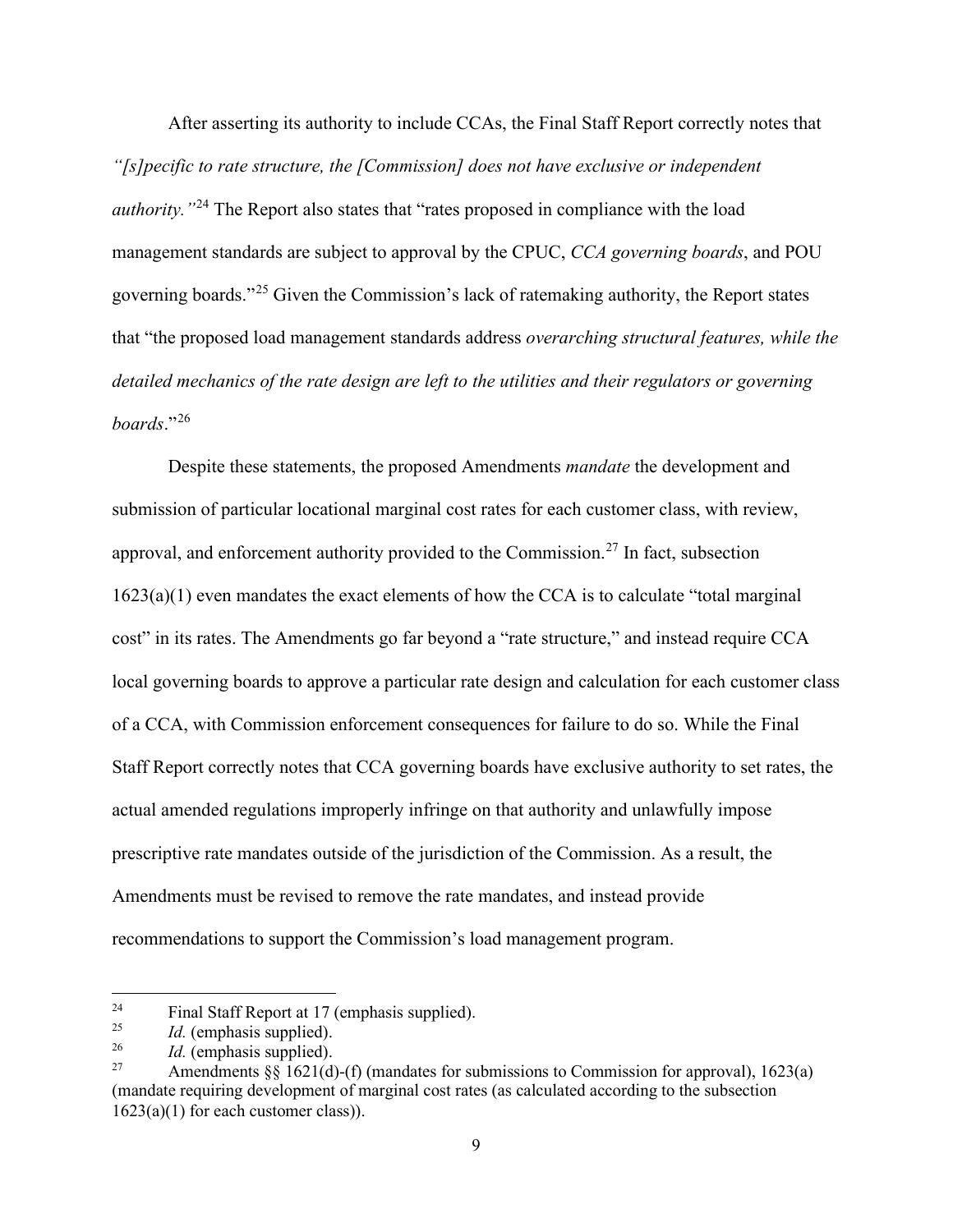After asserting its authority to include CCAs, the Final Staff Report correctly notes that *"[s]pecific to rate structure, the [Commission] does not have exclusive or independent authority."*[24] The Report also states that "rates proposed in compliance with the load management standards are subject to approval by the CPUC, *CCA governing boards*, and POU governing boards."[25] Given the Commission's lack of ratemaking authority, the Report states that "the proposed load management standards address *overarching structural features, while the detailed mechanics of the rate design are left to the utilities and their regulators or governing boards*."[26]

Despite these statements, the proposed Amendments *mandate* the development and submission of particular locational marginal cost rates for each customer class, with review, approval, and enforcement authority provided to the Commission.[27] In fact, subsection 1623(a)(1) even mandates the exact elements of how the CCA is to calculate "total marginal cost" in its rates. The Amendments go far beyond a "rate structure," and instead require CCA local governing boards to approve a particular rate design and calculation for each customer class of a CCA, with Commission enforcement consequences for failure to do so. While the Final Staff Report correctly notes that CCA governing boards have exclusive authority to set rates, the actual amended regulations improperly infringe on that authority and unlawfully impose prescriptive rate mandates outside of the jurisdiction of the Commission. As a result, the Amendments must be revised to remove the rate mandates, and instead provide recommendations to support the Commission's load management program.

---

[24] Final Staff Report at 17 (emphasis supplied).

[25] *Id.* (emphasis supplied).

[26] *Id.* (emphasis supplied).

[27] Amendments §§ 1621(d)-(f) (mandates for submissions to Commission for approval), 1623(a) (mandate requiring development of marginal cost rates (as calculated according to the subsection 1623(a)(1) for each customer class)).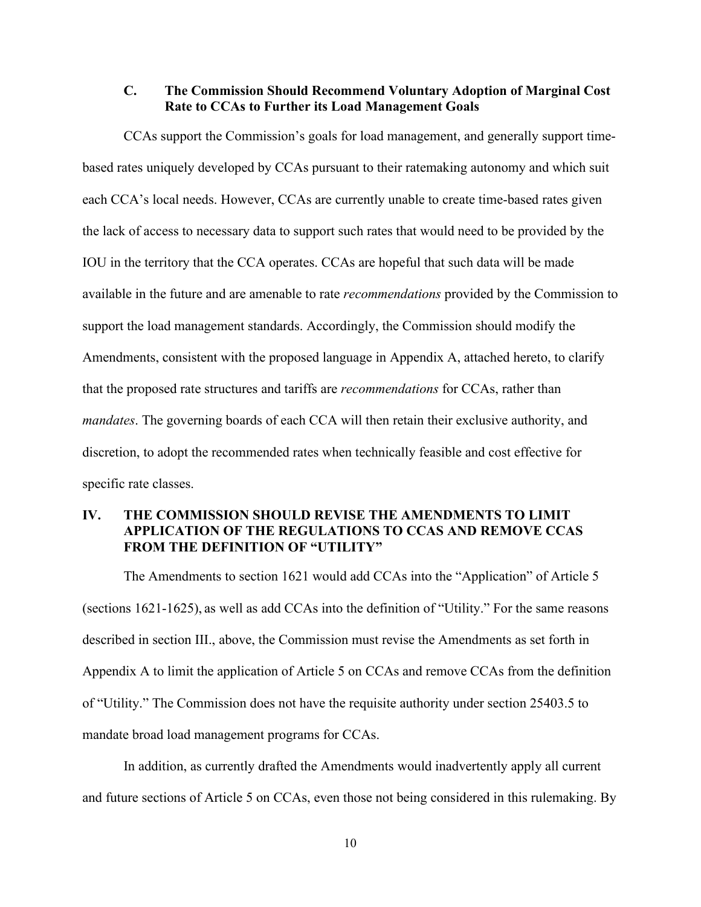### C. The Commission Should Recommend Voluntary Adoption of Marginal Cost Rate to CCAs to Further its Load Management Goals

CCAs support the Commission's goals for load management, and generally support time-based rates uniquely developed by CCAs pursuant to their ratemaking autonomy and which suit each CCA's local needs. However, CCAs are currently unable to create time-based rates given the lack of access to necessary data to support such rates that would need to be provided by the IOU in the territory that the CCA operates. CCAs are hopeful that such data will be made available in the future and are amenable to rate *recommendations* provided by the Commission to support the load management standards. Accordingly, the Commission should modify the Amendments, consistent with the proposed language in Appendix A, attached hereto, to clarify that the proposed rate structures and tariffs are *recommendations* for CCAs, rather than *mandates*. The governing boards of each CCA will then retain their exclusive authority, and discretion, to adopt the recommended rates when technically feasible and cost effective for specific rate classes.

## IV. THE COMMISSION SHOULD REVISE THE AMENDMENTS TO LIMIT APPLICATION OF THE REGULATIONS TO CCAS AND REMOVE CCAS FROM THE DEFINITION OF "UTILITY"

The Amendments to section 1621 would add CCAs into the "Application" of Article 5 (sections 1621-1625), as well as add CCAs into the definition of "Utility." For the same reasons described in section III., above, the Commission must revise the Amendments as set forth in Appendix A to limit the application of Article 5 on CCAs and remove CCAs from the definition of "Utility." The Commission does not have the requisite authority under section 25403.5 to mandate broad load management programs for CCAs.

In addition, as currently drafted the Amendments would inadvertently apply all current and future sections of Article 5 on CCAs, even those not being considered in this rulemaking. By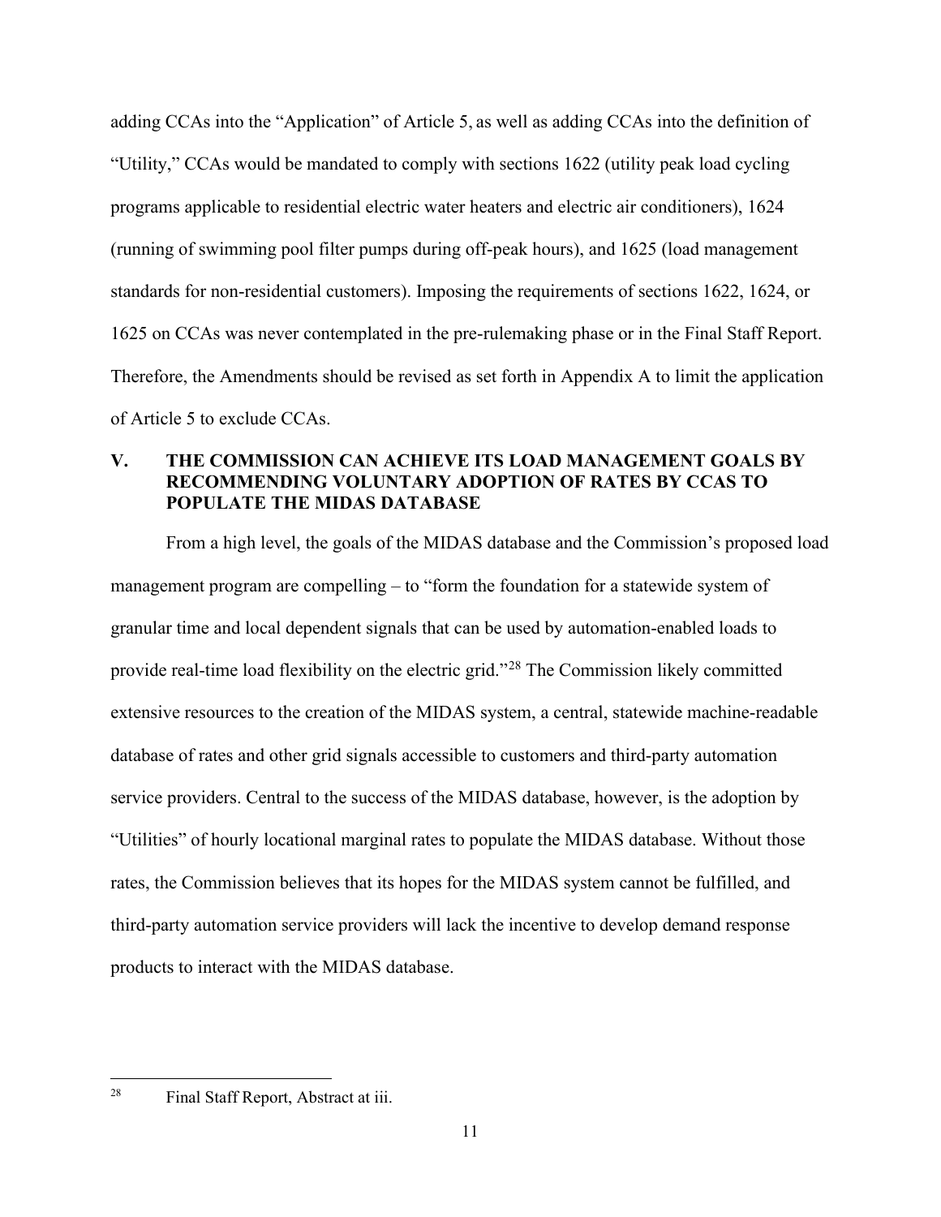adding CCAs into the "Application" of Article 5, as well as adding CCAs into the definition of "Utility," CCAs would be mandated to comply with sections 1622 (utility peak load cycling programs applicable to residential electric water heaters and electric air conditioners), 1624 (running of swimming pool filter pumps during off-peak hours), and 1625 (load management standards for non-residential customers). Imposing the requirements of sections 1622, 1624, or 1625 on CCAs was never contemplated in the pre-rulemaking phase or in the Final Staff Report. Therefore, the Amendments should be revised as set forth in Appendix A to limit the application of Article 5 to exclude CCAs.

## V. THE COMMISSION CAN ACHIEVE ITS LOAD MANAGEMENT GOALS BY RECOMMENDING VOLUNTARY ADOPTION OF RATES BY CCAS TO POPULATE THE MIDAS DATABASE

From a high level, the goals of the MIDAS database and the Commission's proposed load management program are compelling – to "form the foundation for a statewide system of granular time and local dependent signals that can be used by automation-enabled loads to provide real-time load flexibility on the electric grid."[28] The Commission likely committed extensive resources to the creation of the MIDAS system, a central, statewide machine-readable database of rates and other grid signals accessible to customers and third-party automation service providers. Central to the success of the MIDAS database, however, is the adoption by "Utilities" of hourly locational marginal rates to populate the MIDAS database. Without those rates, the Commission believes that its hopes for the MIDAS system cannot be fulfilled, and third-party automation service providers will lack the incentive to develop demand response products to interact with the MIDAS database.

---

[28] Final Staff Report, Abstract at iii.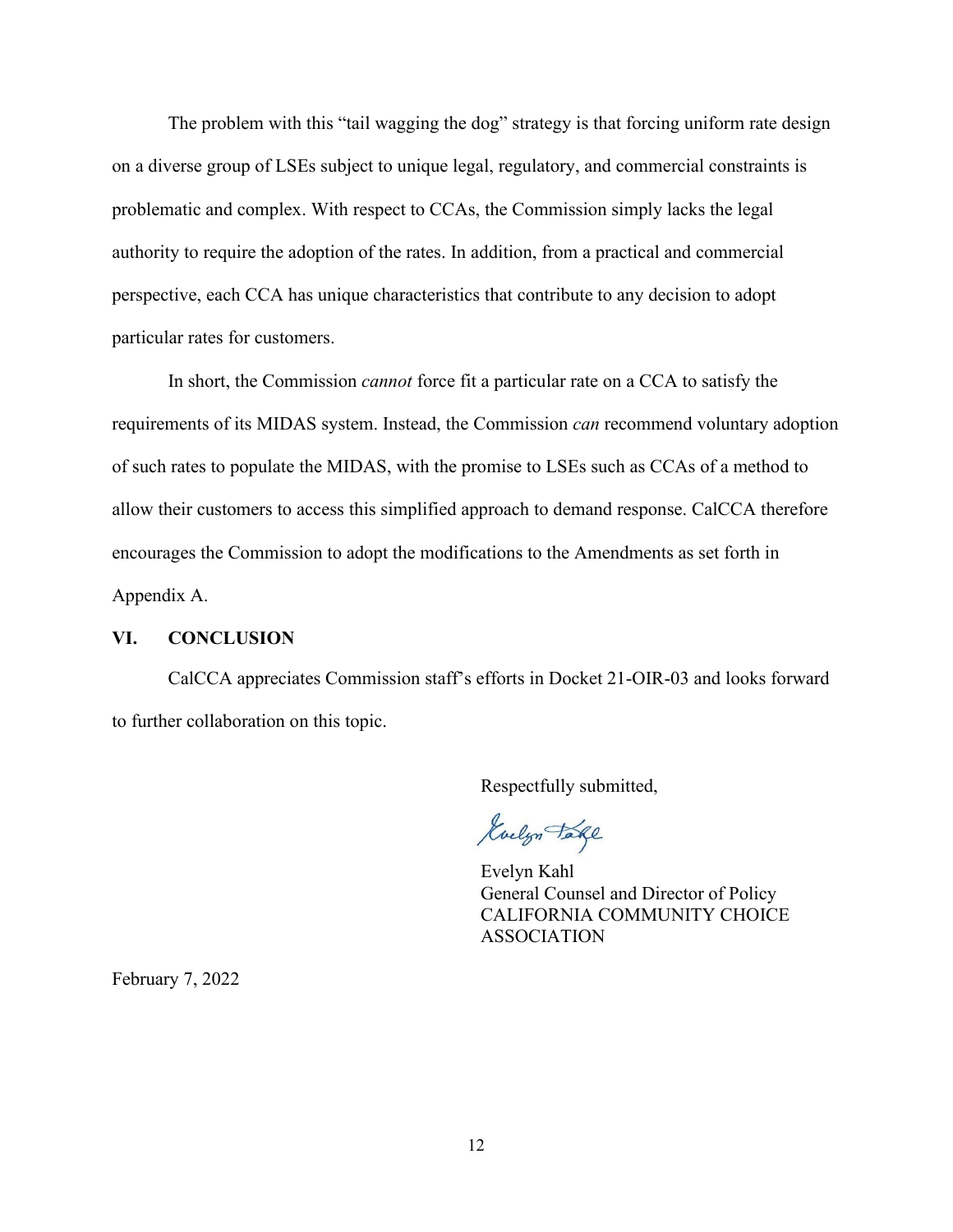The problem with this "tail wagging the dog" strategy is that forcing uniform rate design on a diverse group of LSEs subject to unique legal, regulatory, and commercial constraints is problematic and complex. With respect to CCAs, the Commission simply lacks the legal authority to require the adoption of the rates. In addition, from a practical and commercial perspective, each CCA has unique characteristics that contribute to any decision to adopt particular rates for customers.

In short, the Commission *cannot* force fit a particular rate on a CCA to satisfy the requirements of its MIDAS system. Instead, the Commission *can* recommend voluntary adoption of such rates to populate the MIDAS, with the promise to LSEs such as CCAs of a method to allow their customers to access this simplified approach to demand response. CalCCA therefore encourages the Commission to adopt the modifications to the Amendments as set forth in Appendix A.

## VI. CONCLUSION

CalCCA appreciates Commission staff's efforts in Docket 21-OIR-03 and looks forward to further collaboration on this topic.

Respectfully submitted,

Evelyn Kahl
General Counsel and Director of Policy
CALIFORNIA COMMUNITY CHOICE ASSOCIATION

February 7, 2022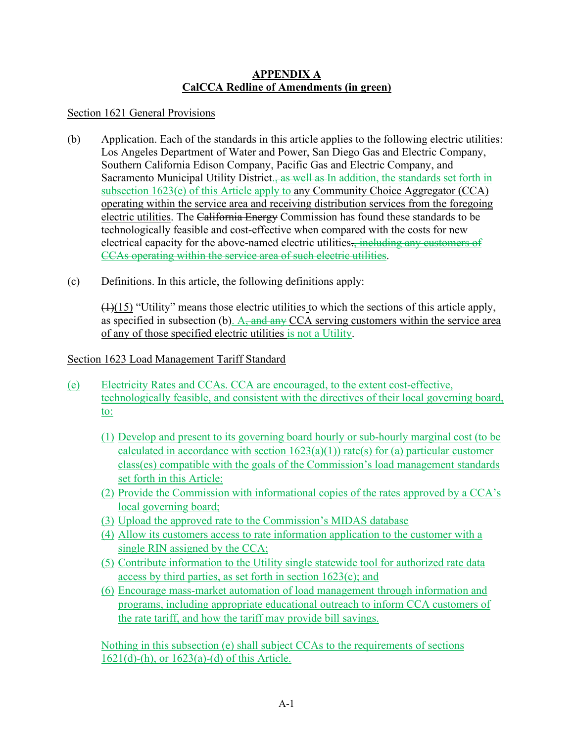**APPENDIX A**
**CalCCA Redline of Amendments (in green)**

Section 1621 General Provisions

(b) Application. Each of the standards in this article applies to the following electric utilities: Los Angeles Department of Water and Power, San Diego Gas and Electric Company, Southern California Edison Company, Pacific Gas and Electric Company, and Sacramento Municipal Utility District~~., as well as~~ In addition, the standards set forth in subsection 1623(e) of this Article apply to any Community Choice Aggregator (CCA) operating within the service area and receiving distribution services from the foregoing electric utilities. The ~~California Energy~~ Commission has found these standards to be technologically feasible and cost-effective when compared with the costs for new electrical capacity for the above-named electric utilities~~., including any customers of CCAs operating within the service area of such electric utilities~~.

(c) Definitions. In this article, the following definitions apply:

~~(1)~~(15) "Utility" means those electric utilities to which the sections of this article apply, as specified in subsection (b). A~~, and any~~ CCA serving customers within the service area of any of those specified electric utilities is not a Utility.

Section 1623 Load Management Tariff Standard

(e) Electricity Rates and CCAs. CCA are encouraged, to the extent cost-effective, technologically feasible, and consistent with the directives of their local governing board, to:

(1) Develop and present to its governing board hourly or sub-hourly marginal cost (to be calculated in accordance with section 1623(a)(1)) rate(s) for (a) particular customer class(es) compatible with the goals of the Commission's load management standards set forth in this Article:
(2) Provide the Commission with informational copies of the rates approved by a CCA's local governing board;
(3) Upload the approved rate to the Commission's MIDAS database
(4) Allow its customers access to rate information application to the customer with a single RIN assigned by the CCA;
(5) Contribute information to the Utility single statewide tool for authorized rate data access by third parties, as set forth in section 1623(c); and
(6) Encourage mass-market automation of load management through information and programs, including appropriate educational outreach to inform CCA customers of the rate tariff, and how the tariff may provide bill savings.

Nothing in this subsection (e) shall subject CCAs to the requirements of sections 1621(d)-(h), or 1623(a)-(d) of this Article.